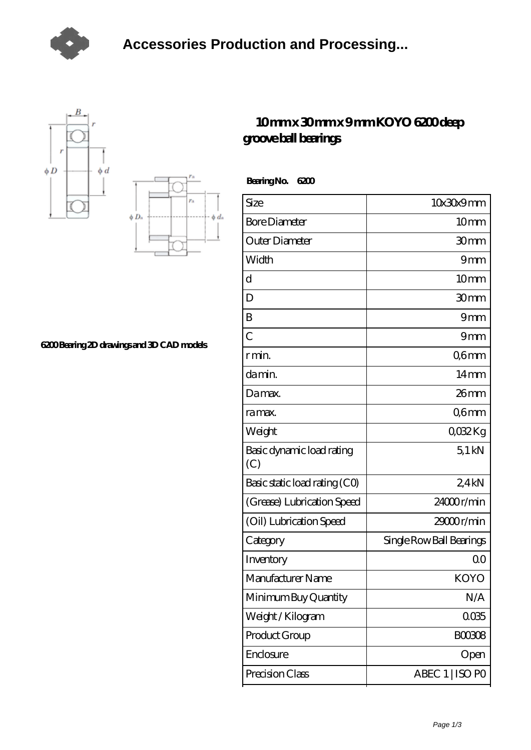# Accessories Production and Processing...

## 10 mm x 30 mm x 9 mm KOYO 6200 deep groove ball bearings

6200 Bearing 2D drawings and 3D CAD models

**Bearing No. 6200**

| Size | 10x30x9 mm |
|---|---|
| Bore Diameter | 10 mm |
| Outer Diameter | 30 mm |
| Width | 9 mm |
| d | 10 mm |
| D | 30 mm |
| B | 9 mm |
| C | 9 mm |
| r min. | 0,6 mm |
| da min. | 14 mm |
| Da max. | 26 mm |
| ra max. | 0,6 mm |
| Weight | 0,032 Kg |
| Basic dynamic load rating (C) | 5,1 kN |
| Basic static load rating (C0) | 2,4 kN |
| (Grease) Lubrication Speed | 24000 r/min |
| (Oil) Lubrication Speed | 29000 r/min |
| Category | Single Row Ball Bearings |
| Inventory | 0.0 |
| Manufacturer Name | KOYO |
| Minimum Buy Quantity | N/A |
| Weight / Kilogram | 0.035 |
| Product Group | B00308 |
| Enclosure | Open |
| Precision Class | ABEC 1 \| ISO P0 |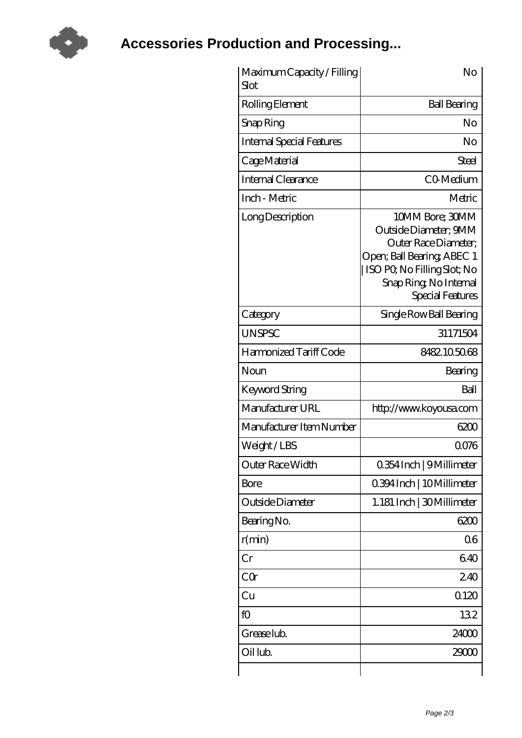# Accessories Production and Processing...

| Maximum Capacity / Filling Slot | No |
|---|---|
| Rolling Element | Ball Bearing |
| Snap Ring | No |
| Internal Special Features | No |
| Cage Material | Steel |
| Internal Clearance | C0-Medium |
| Inch - Metric | Metric |
| Long Description | 10MM Bore; 30MM Outside Diameter; 9MM Outer Race Diameter; Open; Ball Bearing; ABEC 1 \| ISO P0; No Filling Slot; No Snap Ring; No Internal Special Features |
| Category | Single Row Ball Bearing |
| UNSPSC | 31171504 |
| Harmonized Tariff Code | 8482.10.50.68 |
| Noun | Bearing |
| Keyword String | Ball |
| Manufacturer URL | http://www.koyousa.com |
| Manufacturer Item Number | 6200 |
| Weight / LBS | 0.076 |
| Outer Race Width | 0.354 Inch \| 9 Millimeter |
| Bore | 0.394 Inch \| 10 Millimeter |
| Outside Diameter | 1.181 Inch \| 30 Millimeter |
| Bearing No. | 6200 |
| r(min) | 0.6 |
| Cr | 6.40 |
| C0r | 2.40 |
| Cu | 0.120 |
| f0 | 13.2 |
| Grease lub. | 24000 |
| Oil lub. | 29000 |
| | |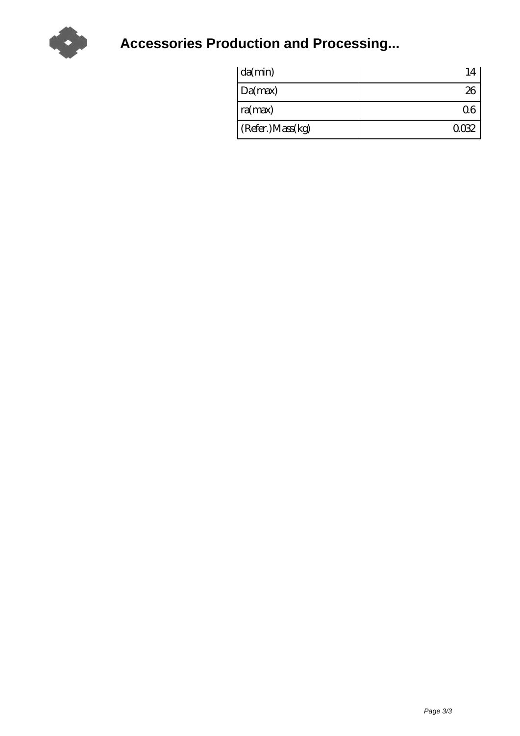| | |
|---|---|
| da(min) | 14 |
| Da(max) | 26 |
| ra(max) | 0.6 |
| (Refer.)Mass(kg) | 0.032 |